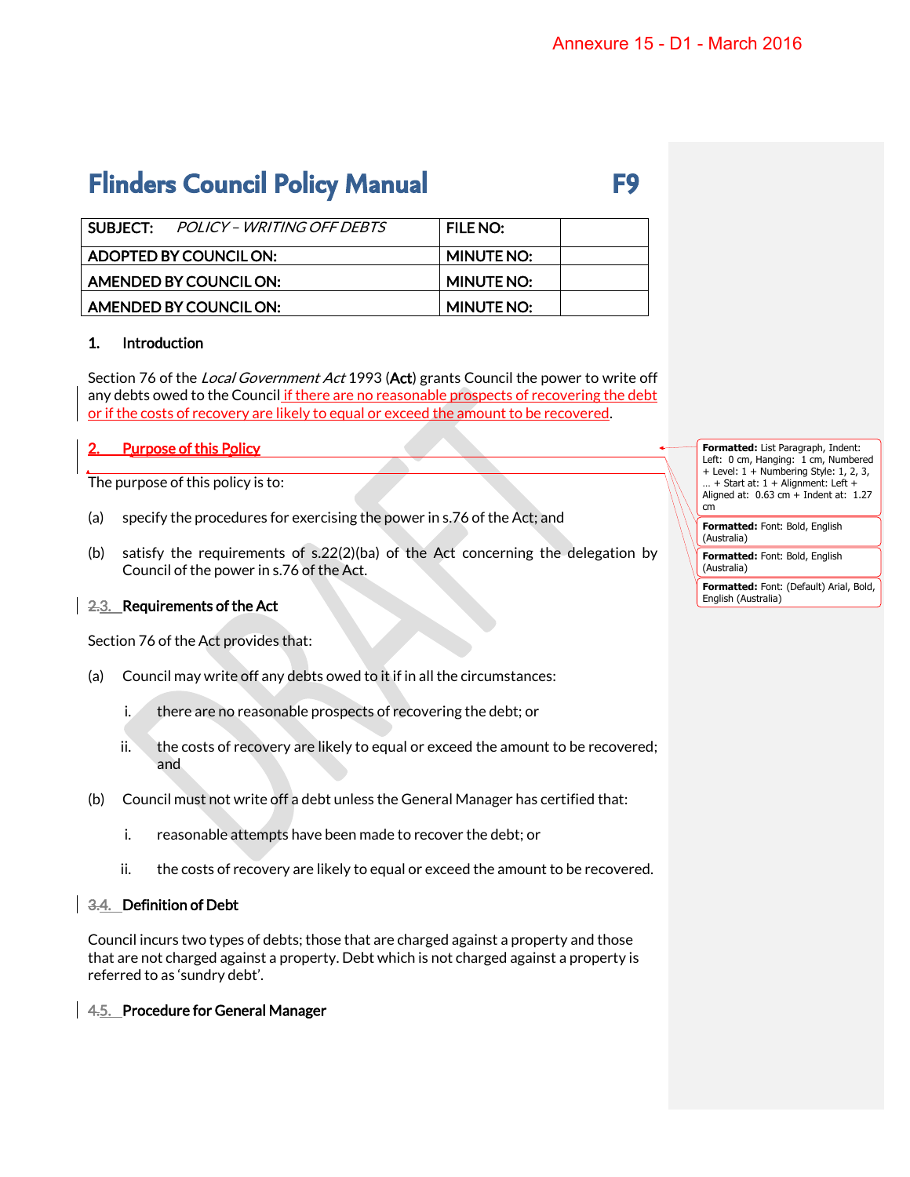Annexure 15 - D1 - March 2016

# Flinders Council Policy Manual F9

| SUBJECT: *POLICY – WRITING OFF DEBTS* | FILE NO: | |
|---|---|---|
| ADOPTED BY COUNCIL ON: | MINUTE NO: | |
| AMENDED BY COUNCIL ON: | MINUTE NO: | |
| AMENDED BY COUNCIL ON: | MINUTE NO: | |

## 1. Introduction

Section 76 of the *Local Government Act* 1993 (**Act**) grants Council the power to write off any debts owed to the Council if there are no reasonable prospects of recovering the debt or if the costs of recovery are likely to equal or exceed the amount to be recovered.

## 2. Purpose of this Policy

The purpose of this policy is to:

(a) specify the procedures for exercising the power in s.76 of the Act; and

(b) satisfy the requirements of s.22(2)(ba) of the Act concerning the delegation by Council of the power in s.76 of the Act.

## 3. Requirements of the Act

Section 76 of the Act provides that:

(a) Council may write off any debts owed to it if in all the circumstances:

   i. there are no reasonable prospects of recovering the debt; or

   ii. the costs of recovery are likely to equal or exceed the amount to be recovered; and

(b) Council must not write off a debt unless the General Manager has certified that:

   i. reasonable attempts have been made to recover the debt; or

   ii. the costs of recovery are likely to equal or exceed the amount to be recovered.

## 4. Definition of Debt

Council incurs two types of debts; those that are charged against a property and those that are not charged against a property. Debt which is not charged against a property is referred to as 'sundry debt'.

## 5. Procedure for General Manager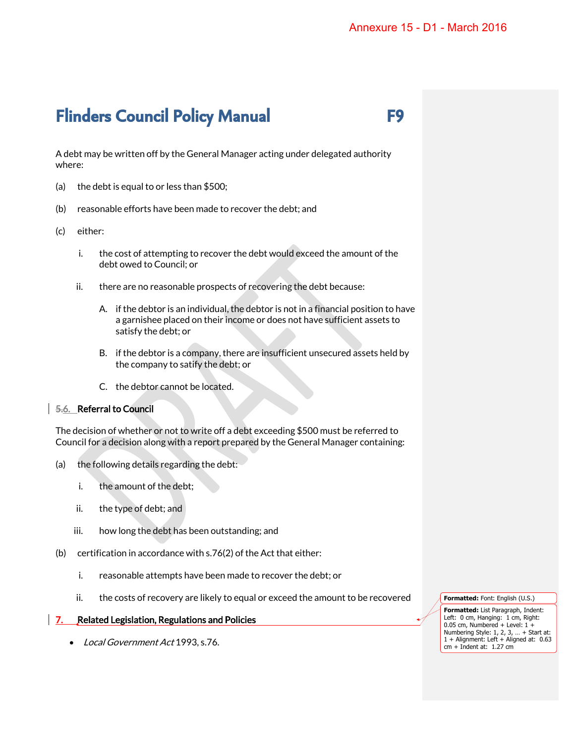A debt may be written off by the General Manager acting under delegated authority where:

(a) the debt is equal to or less than $500;

(b) reasonable efforts have been made to recover the debt; and

(c) either:

   i. the cost of attempting to recover the debt would exceed the amount of the debt owed to Council; or

   ii. there are no reasonable prospects of recovering the debt because:

      A. if the debtor is an individual, the debtor is not in a financial position to have a garnishee placed on their income or does not have sufficient assets to satisfy the debt; or

      B. if the debtor is a company, there are insufficient unsecured assets held by the company to satify the debt; or

      C. the debtor cannot be located.

## 6. Referral to Council

The decision of whether or not to write off a debt exceeding $500 must be referred to Council for a decision along with a report prepared by the General Manager containing:

(a) the following details regarding the debt:

   i. the amount of the debt;

   ii. the type of debt; and

   iii. how long the debt has been outstanding; and

(b) certification in accordance with s.76(2) of the Act that either:

   i. reasonable attempts have been made to recover the debt; or

   ii. the costs of recovery are likely to equal or exceed the amount to be recovered

## 7. Related Legislation, Regulations and Policies

- *Local Government Act* 1993, s.76.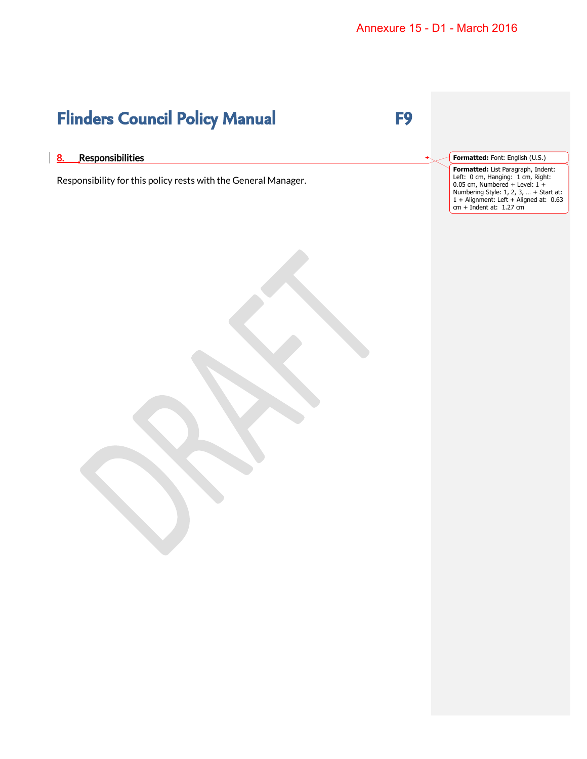## 8. Responsibilities

Responsibility for this policy rests with the General Manager.